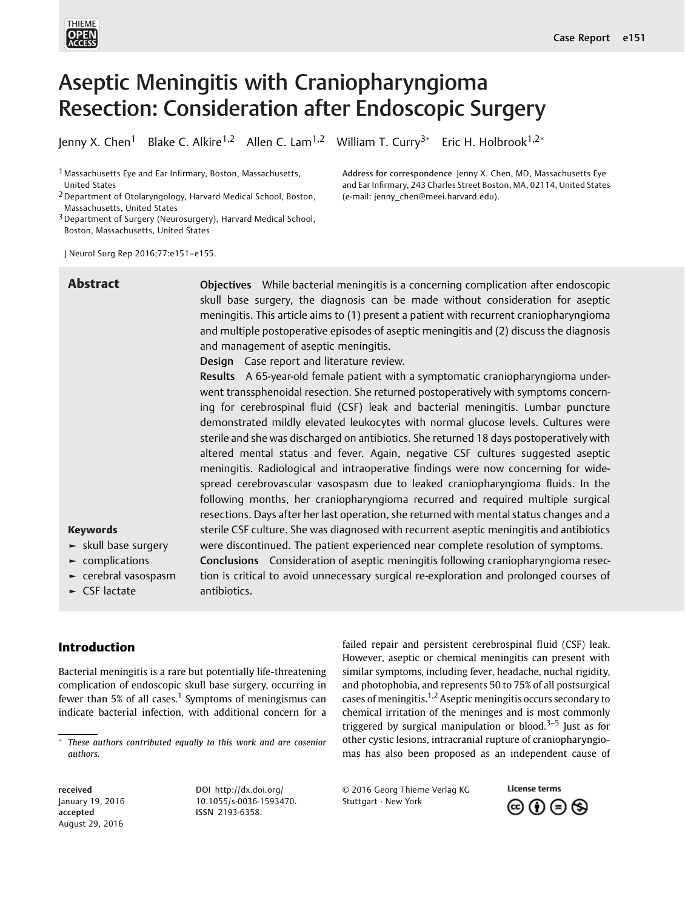# Aseptic Meningitis with Craniopharyngioma Resection: Consideration after Endoscopic Surgery

Jenny X. Chen[1] Blake C. Alkire[1,2] Allen C. Lam[1,2] William T. Curry[3]* Eric H. Holbrook[1,2]*

[1] Massachusetts Eye and Ear Infirmary, Boston, Massachusetts, United States
[2] Department of Otolaryngology, Harvard Medical School, Boston, Massachusetts, United States
[3] Department of Surgery (Neurosurgery), Harvard Medical School, Boston, Massachusetts, United States

Address for correspondence Jenny X. Chen, MD, Massachusetts Eye and Ear Infirmary, 243 Charles Street Boston, MA, 02114, United States (e-mail: jenny_chen@meei.harvard.edu).

J Neurol Surg Rep 2016;77:e151–e155.

## Abstract

**Objectives** While bacterial meningitis is a concerning complication after endoscopic skull base surgery, the diagnosis can be made without consideration for aseptic meningitis. This article aims to (1) present a patient with recurrent craniopharyngioma and multiple postoperative episodes of aseptic meningitis and (2) discuss the diagnosis and management of aseptic meningitis.

**Design** Case report and literature review.

**Results** A 65-year-old female patient with a symptomatic craniopharyngioma underwent transsphenoidal resection. She returned postoperatively with symptoms concerning for cerebrospinal fluid (CSF) leak and bacterial meningitis. Lumbar puncture demonstrated mildly elevated leukocytes with normal glucose levels. Cultures were sterile and she was discharged on antibiotics. She returned 18 days postoperatively with altered mental status and fever. Again, negative CSF cultures suggested aseptic meningitis. Radiological and intraoperative findings were now concerning for widespread cerebrovascular vasospasm due to leaked craniopharyngioma fluids. In the following months, her craniopharyngioma recurred and required multiple surgical resections. Days after her last operation, she returned with mental status changes and a sterile CSF culture. She was diagnosed with recurrent aseptic meningitis and antibiotics were discontinued. The patient experienced near complete resolution of symptoms.

**Conclusions** Consideration of aseptic meningitis following craniopharyngioma resection is critical to avoid unnecessary surgical re-exploration and prolonged courses of antibiotics.

**Keywords**
- skull base surgery
- complications
- cerebral vasospasm
- CSF lactate

## Introduction

Bacterial meningitis is a rare but potentially life-threatening complication of endoscopic skull base surgery, occurring in fewer than 5% of all cases.[1] Symptoms of meningismus can indicate bacterial infection, with additional concern for a failed repair and persistent cerebrospinal fluid (CSF) leak. However, aseptic or chemical meningitis can present with similar symptoms, including fever, headache, nuchal rigidity, and photophobia, and represents 50 to 75% of all postsurgical cases of meningitis.[1,2] Aseptic meningitis occurs secondary to chemical irritation of the meninges and is most commonly triggered by surgical manipulation or blood.[3–5] Just as for other cystic lesions, intracranial rupture of craniopharyngiomas has also been proposed as an independent cause of

* *These authors contributed equally to this work and are cosenior authors.*

received January 19, 2016
accepted August 29, 2016

DOI http://dx.doi.org/10.1055/s-0036-1593470.
ISSN 2193-6358.

© 2016 Georg Thieme Verlag KG Stuttgart · New York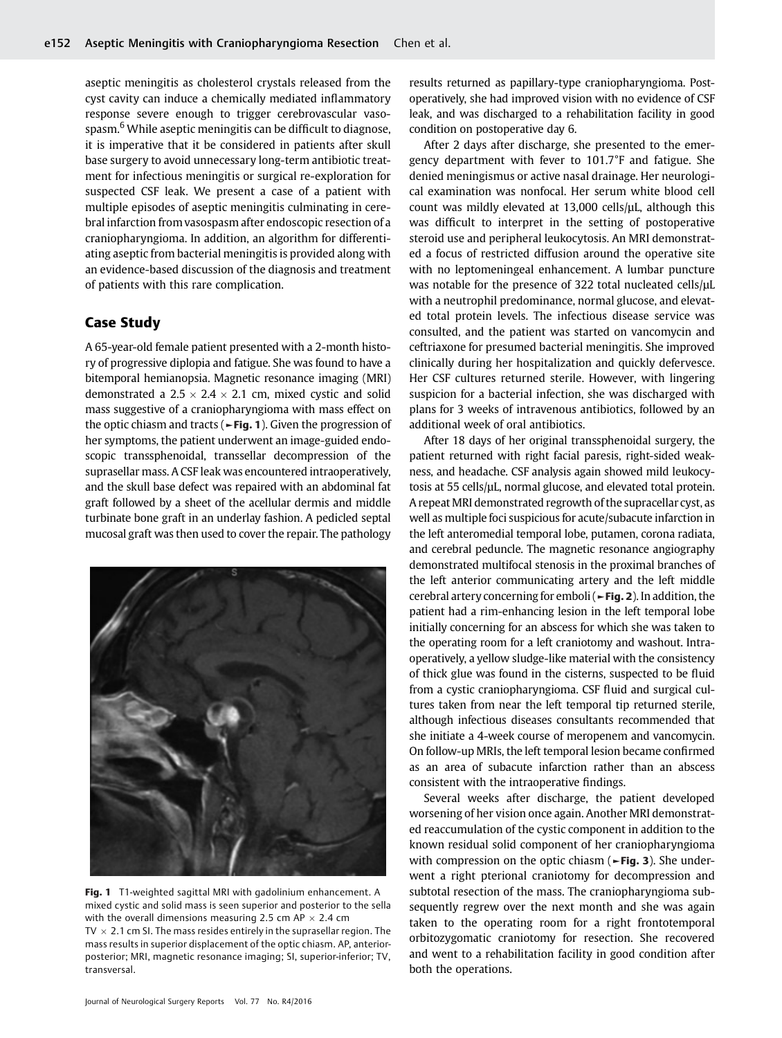aseptic meningitis as cholesterol crystals released from the cyst cavity can induce a chemically mediated inflammatory response severe enough to trigger cerebrovascular vasospasm.[6] While aseptic meningitis can be difficult to diagnose, it is imperative that it be considered in patients after skull base surgery to avoid unnecessary long-term antibiotic treatment for infectious meningitis or surgical re-exploration for suspected CSF leak. We present a case of a patient with multiple episodes of aseptic meningitis culminating in cerebral infarction from vasospasm after endoscopic resection of a craniopharyngioma. In addition, an algorithm for differentiating aseptic from bacterial meningitis is provided along with an evidence-based discussion of the diagnosis and treatment of patients with this rare complication.

## Case Study

A 65-year-old female patient presented with a 2-month history of progressive diplopia and fatigue. She was found to have a bitemporal hemianopsia. Magnetic resonance imaging (MRI) demonstrated a 2.5 × 2.4 × 2.1 cm, mixed cystic and solid mass suggestive of a craniopharyngioma with mass effect on the optic chiasm and tracts (►Fig. 1). Given the progression of her symptoms, the patient underwent an image-guided endoscopic transsphenoidal, transsellar decompression of the suprasellar mass. A CSF leak was encountered intraoperatively, and the skull base defect was repaired with an abdominal fat graft followed by a sheet of the acellular dermis and middle turbinate bone graft in an underlay fashion. A pedicled septal mucosal graft was then used to cover the repair. The pathology

Fig. 1 T1-weighted sagittal MRI with gadolinium enhancement. A mixed cystic and solid mass is seen superior and posterior to the sella with the overall dimensions measuring 2.5 cm AP × 2.4 cm TV × 2.1 cm SI. The mass resides entirely in the suprasellar region. The mass results in superior displacement of the optic chiasm. AP, anterior-posterior; MRI, magnetic resonance imaging; SI, superior-inferior; TV, transversal.

results returned as papillary-type craniopharyngioma. Postoperatively, she had improved vision with no evidence of CSF leak, and was discharged to a rehabilitation facility in good condition on postoperative day 6.

After 2 days after discharge, she presented to the emergency department with fever to 101.7°F and fatigue. She denied meningismus or active nasal drainage. Her neurological examination was nonfocal. Her serum white blood cell count was mildly elevated at 13,000 cells/μL, although this was difficult to interpret in the setting of postoperative steroid use and peripheral leukocytosis. An MRI demonstrated a focus of restricted diffusion around the operative site with no leptomeningeal enhancement. A lumbar puncture was notable for the presence of 322 total nucleated cells/μL with a neutrophil predominance, normal glucose, and elevated total protein levels. The infectious disease service was consulted, and the patient was started on vancomycin and ceftriaxone for presumed bacterial meningitis. She improved clinically during her hospitalization and quickly defervesce. Her CSF cultures returned sterile. However, with lingering suspicion for a bacterial infection, she was discharged with plans for 3 weeks of intravenous antibiotics, followed by an additional week of oral antibiotics.

After 18 days of her original transsphenoidal surgery, the patient returned with right facial paresis, right-sided weakness, and headache. CSF analysis again showed mild leukocytosis at 55 cells/μL, normal glucose, and elevated total protein. A repeat MRI demonstrated regrowth of the supracellar cyst, as well as multiple foci suspicious for acute/subacute infarction in the left anteromedial temporal lobe, putamen, corona radiata, and cerebral peduncle. The magnetic resonance angiography demonstrated multifocal stenosis in the proximal branches of the left anterior communicating artery and the left middle cerebral artery concerning for emboli (►Fig. 2). In addition, the patient had a rim-enhancing lesion in the left temporal lobe initially concerning for an abscess for which she was taken to the operating room for a left craniotomy and washout. Intraoperatively, a yellow sludge-like material with the consistency of thick glue was found in the cisterns, suspected to be fluid from a cystic craniopharyngioma. CSF fluid and surgical cultures taken from near the left temporal tip returned sterile, although infectious diseases consultants recommended that she initiate a 4-week course of meropenem and vancomycin. On follow-up MRIs, the left temporal lesion became confirmed as an area of subacute infarction rather than an abscess consistent with the intraoperative findings.

Several weeks after discharge, the patient developed worsening of her vision once again. Another MRI demonstrated reaccumulation of the cystic component in addition to the known residual solid component of her craniopharyngioma with compression on the optic chiasm (►Fig. 3). She underwent a right pterional craniotomy for decompression and subtotal resection of the mass. The craniopharyngioma subsequently regrew over the next month and she was again taken to the operating room for a right frontotemporal orbitozygomatic craniotomy for resection. She recovered and went to a rehabilitation facility in good condition after both the operations.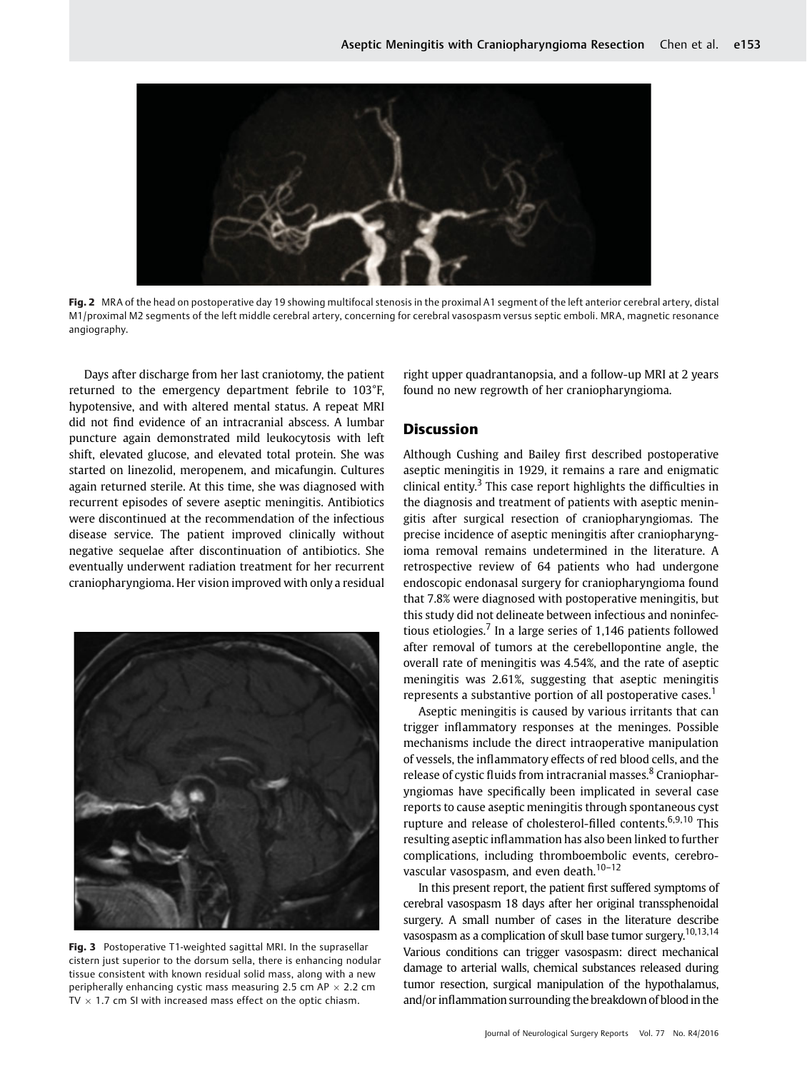Fig. 2 MRA of the head on postoperative day 19 showing multifocal stenosis in the proximal A1 segment of the left anterior cerebral artery, distal M1/proximal M2 segments of the left middle cerebral artery, concerning for cerebral vasospasm versus septic emboli. MRA, magnetic resonance angiography.

Days after discharge from her last craniotomy, the patient returned to the emergency department febrile to 103°F, hypotensive, and with altered mental status. A repeat MRI did not find evidence of an intracranial abscess. A lumbar puncture again demonstrated mild leukocytosis with left shift, elevated glucose, and elevated total protein. She was started on linezolid, meropenem, and micafungin. Cultures again returned sterile. At this time, she was diagnosed with recurrent episodes of severe aseptic meningitis. Antibiotics were discontinued at the recommendation of the infectious disease service. The patient improved clinically without negative sequelae after discontinuation of antibiotics. She eventually underwent radiation treatment for her recurrent craniopharyngioma. Her vision improved with only a residual right upper quadrantanopsia, and a follow-up MRI at 2 years found no new regrowth of her craniopharyngioma.

Fig. 3 Postoperative T1-weighted sagittal MRI. In the suprasellar cistern just superior to the dorsum sella, there is enhancing nodular tissue consistent with known residual solid mass, along with a new peripherally enhancing cystic mass measuring 2.5 cm AP × 2.2 cm TV × 1.7 cm SI with increased mass effect on the optic chiasm.

## Discussion

Although Cushing and Bailey first described postoperative aseptic meningitis in 1929, it remains a rare and enigmatic clinical entity.[3] This case report highlights the difficulties in the diagnosis and treatment of patients with aseptic meningitis after surgical resection of craniopharyngiomas. The precise incidence of aseptic meningitis after craniopharyngioma removal remains undetermined in the literature. A retrospective review of 64 patients who had undergone endoscopic endonasal surgery for craniopharyngioma found that 7.8% were diagnosed with postoperative meningitis, but this study did not delineate between infectious and noninfectious etiologies.[7] In a large series of 1,146 patients followed after removal of tumors at the cerebellopontine angle, the overall rate of meningitis was 4.54%, and the rate of aseptic meningitis was 2.61%, suggesting that aseptic meningitis represents a substantive portion of all postoperative cases.[1]

Aseptic meningitis is caused by various irritants that can trigger inflammatory responses at the meninges. Possible mechanisms include the direct intraoperative manipulation of vessels, the inflammatory effects of red blood cells, and the release of cystic fluids from intracranial masses.[8] Craniopharyngiomas have specifically been implicated in several case reports to cause aseptic meningitis through spontaneous cyst rupture and release of cholesterol-filled contents.[6,9,10] This resulting aseptic inflammation has also been linked to further complications, including thromboembolic events, cerebrovascular vasospasm, and even death.[10–12]

In this present report, the patient first suffered symptoms of cerebral vasospasm 18 days after her original transsphenoidal surgery. A small number of cases in the literature describe vasospasm as a complication of skull base tumor surgery.[10,13,14] Various conditions can trigger vasospasm: direct mechanical damage to arterial walls, chemical substances released during tumor resection, surgical manipulation of the hypothalamus, and/or inflammation surrounding the breakdown of blood in the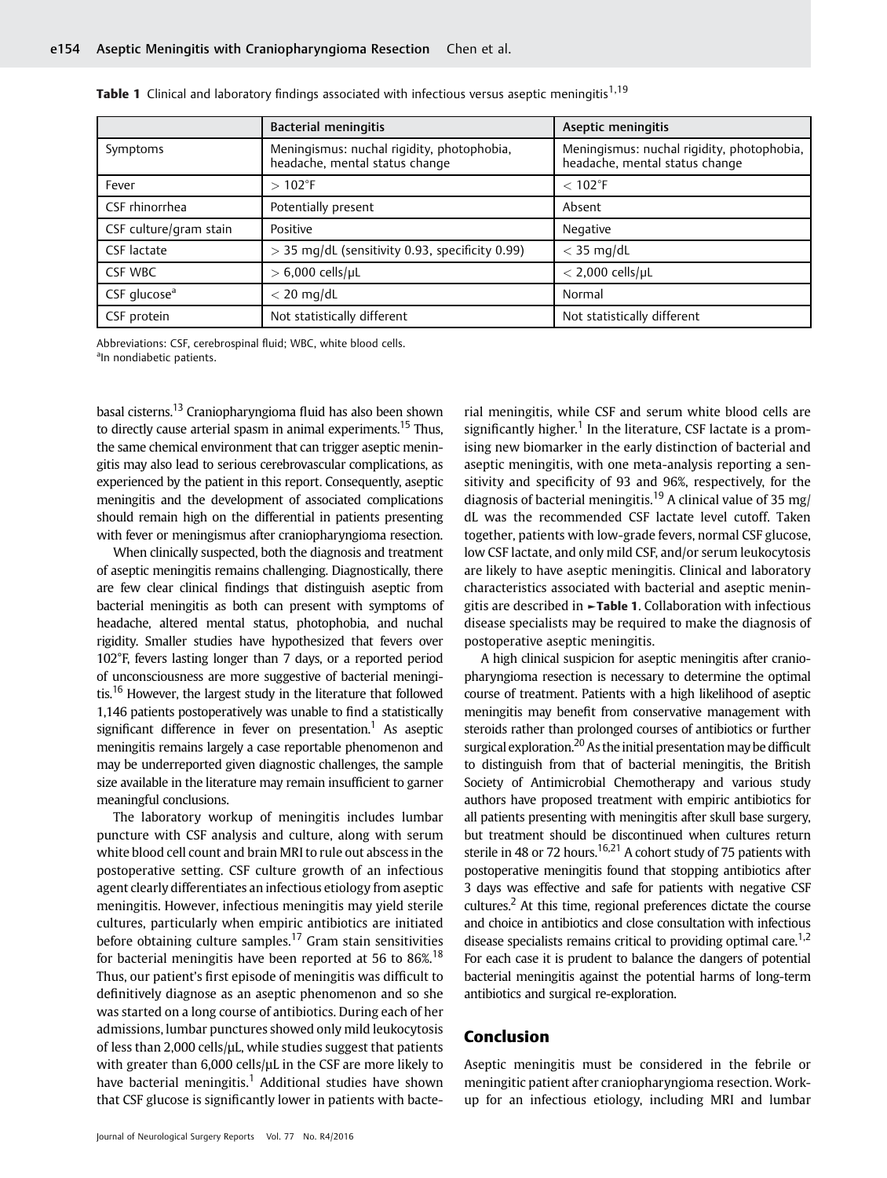**Table 1** Clinical and laboratory findings associated with infectious versus aseptic meningitis[1,19]

| | Bacterial meningitis | Aseptic meningitis |
|---|---|---|
| Symptoms | Meningismus: nuchal rigidity, photophobia, headache, mental status change | Meningismus: nuchal rigidity, photophobia, headache, mental status change |
| Fever | > 102°F | < 102°F |
| CSF rhinorrhea | Potentially present | Absent |
| CSF culture/gram stain | Positive | Negative |
| CSF lactate | > 35 mg/dL (sensitivity 0.93, specificity 0.99) | < 35 mg/dL |
| CSF WBC | > 6,000 cells/μL | < 2,000 cells/μL |
| CSF glucose[a] | < 20 mg/dL | Normal |
| CSF protein | Not statistically different | Not statistically different |

Abbreviations: CSF, cerebrospinal fluid; WBC, white blood cells.
[a]In nondiabetic patients.

basal cisterns.[13] Craniopharyngioma fluid has also been shown to directly cause arterial spasm in animal experiments.[15] Thus, the same chemical environment that can trigger aseptic meningitis may also lead to serious cerebrovascular complications, as experienced by the patient in this report. Consequently, aseptic meningitis and the development of associated complications should remain high on the differential in patients presenting with fever or meningismus after craniopharyngioma resection.

When clinically suspected, both the diagnosis and treatment of aseptic meningitis remains challenging. Diagnostically, there are few clear clinical findings that distinguish aseptic from bacterial meningitis as both can present with symptoms of headache, altered mental status, photophobia, and nuchal rigidity. Smaller studies have hypothesized that fevers over 102°F, fevers lasting longer than 7 days, or a reported period of unconsciousness are more suggestive of bacterial meningitis.[16] However, the largest study in the literature that followed 1,146 patients postoperatively was unable to find a statistically significant difference in fever on presentation.[1] As aseptic meningitis remains largely a case reportable phenomenon and may be underreported given diagnostic challenges, the sample size available in the literature may remain insufficient to garner meaningful conclusions.

The laboratory workup of meningitis includes lumbar puncture with CSF analysis and culture, along with serum white blood cell count and brain MRI to rule out abscess in the postoperative setting. CSF culture growth of an infectious agent clearly differentiates an infectious etiology from aseptic meningitis. However, infectious meningitis may yield sterile cultures, particularly when empiric antibiotics are initiated before obtaining culture samples.[17] Gram stain sensitivities for bacterial meningitis have been reported at 56 to 86%.[18] Thus, our patient's first episode of meningitis was difficult to definitively diagnose as an aseptic phenomenon and so she was started on a long course of antibiotics. During each of her admissions, lumbar punctures showed only mild leukocytosis of less than 2,000 cells/μL, while studies suggest that patients with greater than 6,000 cells/μL in the CSF are more likely to have bacterial meningitis.[1] Additional studies have shown that CSF glucose is significantly lower in patients with bacterial meningitis, while CSF and serum white blood cells are significantly higher.[1] In the literature, CSF lactate is a promising new biomarker in the early distinction of bacterial and aseptic meningitis, with one meta-analysis reporting a sensitivity and specificity of 93 and 96%, respectively, for the diagnosis of bacterial meningitis.[19] A clinical value of 35 mg/dL was the recommended CSF lactate level cutoff. Taken together, patients with low-grade fevers, normal CSF glucose, low CSF lactate, and only mild CSF, and/or serum leukocytosis are likely to have aseptic meningitis. Clinical and laboratory characteristics associated with bacterial and aseptic meningitis are described in ►**Table 1**. Collaboration with infectious disease specialists may be required to make the diagnosis of postoperative aseptic meningitis.

A high clinical suspicion for aseptic meningitis after craniopharyngioma resection is necessary to determine the optimal course of treatment. Patients with a high likelihood of aseptic meningitis may benefit from conservative management with steroids rather than prolonged courses of antibiotics or further surgical exploration.[20] As the initial presentation may be difficult to distinguish from that of bacterial meningitis, the British Society of Antimicrobial Chemotherapy and various study authors have proposed treatment with empiric antibiotics for all patients presenting with meningitis after skull base surgery, but treatment should be discontinued when cultures return sterile in 48 or 72 hours.[16,21] A cohort study of 75 patients with postoperative meningitis found that stopping antibiotics after 3 days was effective and safe for patients with negative CSF cultures.[2] At this time, regional preferences dictate the course and choice in antibiotics and close consultation with infectious disease specialists remains critical to providing optimal care.[1,2] For each case it is prudent to balance the dangers of potential bacterial meningitis against the potential harms of long-term antibiotics and surgical re-exploration.

## Conclusion

Aseptic meningitis must be considered in the febrile or meningitic patient after craniopharyngioma resection. Workup for an infectious etiology, including MRI and lumbar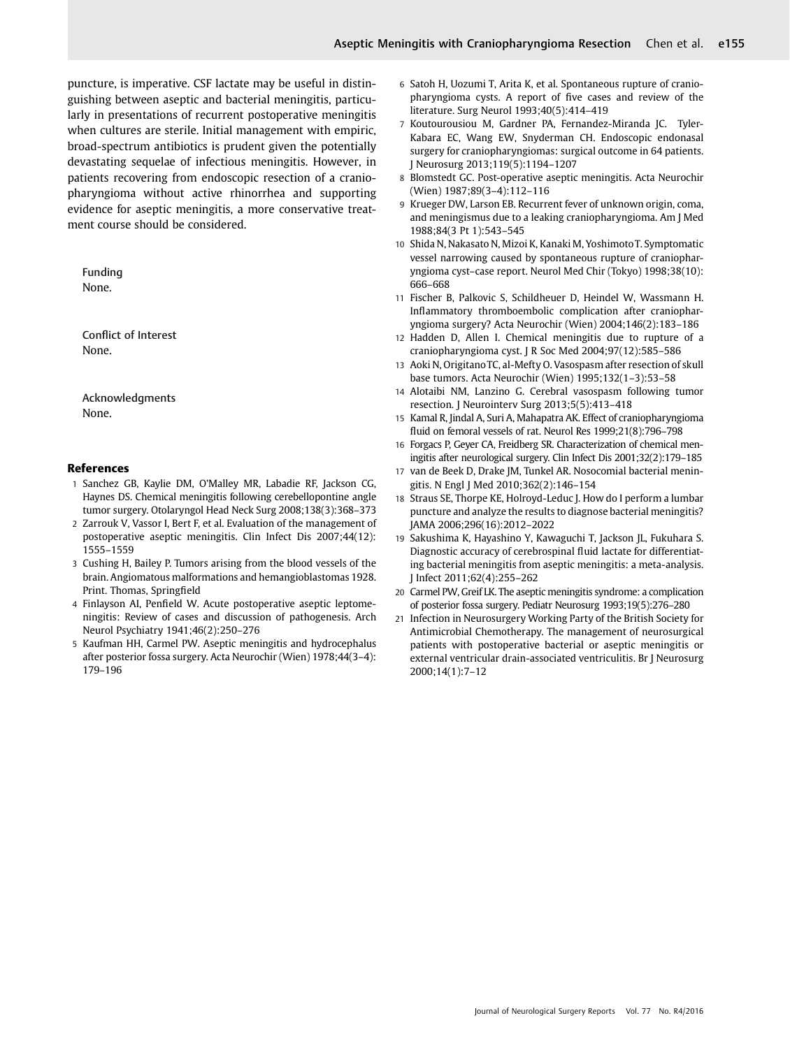puncture, is imperative. CSF lactate may be useful in distinguishing between aseptic and bacterial meningitis, particularly in presentations of recurrent postoperative meningitis when cultures are sterile. Initial management with empiric, broad-spectrum antibiotics is prudent given the potentially devastating sequelae of infectious meningitis. However, in patients recovering from endoscopic resection of a craniopharyngioma without active rhinorrhea and supporting evidence for aseptic meningitis, a more conservative treatment course should be considered.

Funding
None.

Conflict of Interest
None.

Acknowledgments
None.

## References

1. Sanchez GB, Kaylie DM, O'Malley MR, Labadie RF, Jackson CG, Haynes DS. Chemical meningitis following cerebellopontine angle tumor surgery. Otolaryngol Head Neck Surg 2008;138(3):368–373
2. Zarrouk V, Vassor I, Bert F, et al. Evaluation of the management of postoperative aseptic meningitis. Clin Infect Dis 2007;44(12):1555–1559
3. Cushing H, Bailey P. Tumors arising from the blood vessels of the brain. Angiomatous malformations and hemangioblastomas 1928. Print. Thomas, Springfield
4. Finlayson AI, Penfield W. Acute postoperative aseptic leptomeningitis: Review of cases and discussion of pathogenesis. Arch Neurol Psychiatry 1941;46(2):250–276
5. Kaufman HH, Carmel PW. Aseptic meningitis and hydrocephalus after posterior fossa surgery. Acta Neurochir (Wien) 1978;44(3–4):179–196
6. Satoh H, Uozumi T, Arita K, et al. Spontaneous rupture of craniopharyngioma cysts. A report of five cases and review of the literature. Surg Neurol 1993;40(5):414–419
7. Koutourousiou M, Gardner PA, Fernandez-Miranda JC. Tyler-Kabara EC, Wang EW, Snyderman CH. Endoscopic endonasal surgery for craniopharyngiomas: surgical outcome in 64 patients. J Neurosurg 2013;119(5):1194–1207
8. Blomstedt GC. Post-operative aseptic meningitis. Acta Neurochir (Wien) 1987;89(3–4):112–116
9. Krueger DW, Larson EB. Recurrent fever of unknown origin, coma, and meningismus due to a leaking craniopharyngioma. Am J Med 1988;84(3 Pt 1):543–545
10. Shida N, Nakasato N, Mizoi K, Kanaki M, Yoshimoto T. Symptomatic vessel narrowing caused by spontaneous rupture of craniopharyngioma cyst–case report. Neurol Med Chir (Tokyo) 1998;38(10):666–668
11. Fischer B, Palkovic S, Schildheuer D, Heindel W, Wassmann H. Inflammatory thromboembolic complication after craniopharyngioma surgery? Acta Neurochir (Wien) 2004;146(2):183–186
12. Hadden D, Allen I. Chemical meningitis due to rupture of a craniopharyngioma cyst. J R Soc Med 2004;97(12):585–586
13. Aoki N, Origitano TC, al-Mefty O. Vasospasm after resection of skull base tumors. Acta Neurochir (Wien) 1995;132(1–3):53–58
14. Alotaibi NM, Lanzino G. Cerebral vasospasm following tumor resection. J Neurointerv Surg 2013;5(5):413–418
15. Kamal R, Jindal A, Suri A, Mahapatra AK. Effect of craniopharyngioma fluid on femoral vessels of rat. Neurol Res 1999;21(8):796–798
16. Forgacs P, Geyer CA, Freidberg SR. Characterization of chemical meningitis after neurological surgery. Clin Infect Dis 2001;32(2):179–185
17. van de Beek D, Drake JM, Tunkel AR. Nosocomial bacterial meningitis. N Engl J Med 2010;362(2):146–154
18. Straus SE, Thorpe KE, Holroyd-Leduc J. How do I perform a lumbar puncture and analyze the results to diagnose bacterial meningitis? JAMA 2006;296(16):2012–2022
19. Sakushima K, Hayashino Y, Kawaguchi T, Jackson JL, Fukuhara S. Diagnostic accuracy of cerebrospinal fluid lactate for differentiating bacterial meningitis from aseptic meningitis: a meta-analysis. J Infect 2011;62(4):255–262
20. Carmel PW, Greif LK. The aseptic meningitis syndrome: a complication of posterior fossa surgery. Pediatr Neurosurg 1993;19(5):276–280
21. Infection in Neurosurgery Working Party of the British Society for Antimicrobial Chemotherapy. The management of neurosurgical patients with postoperative bacterial or aseptic meningitis or external ventricular drain-associated ventriculitis. Br J Neurosurg 2000;14(1):7–12